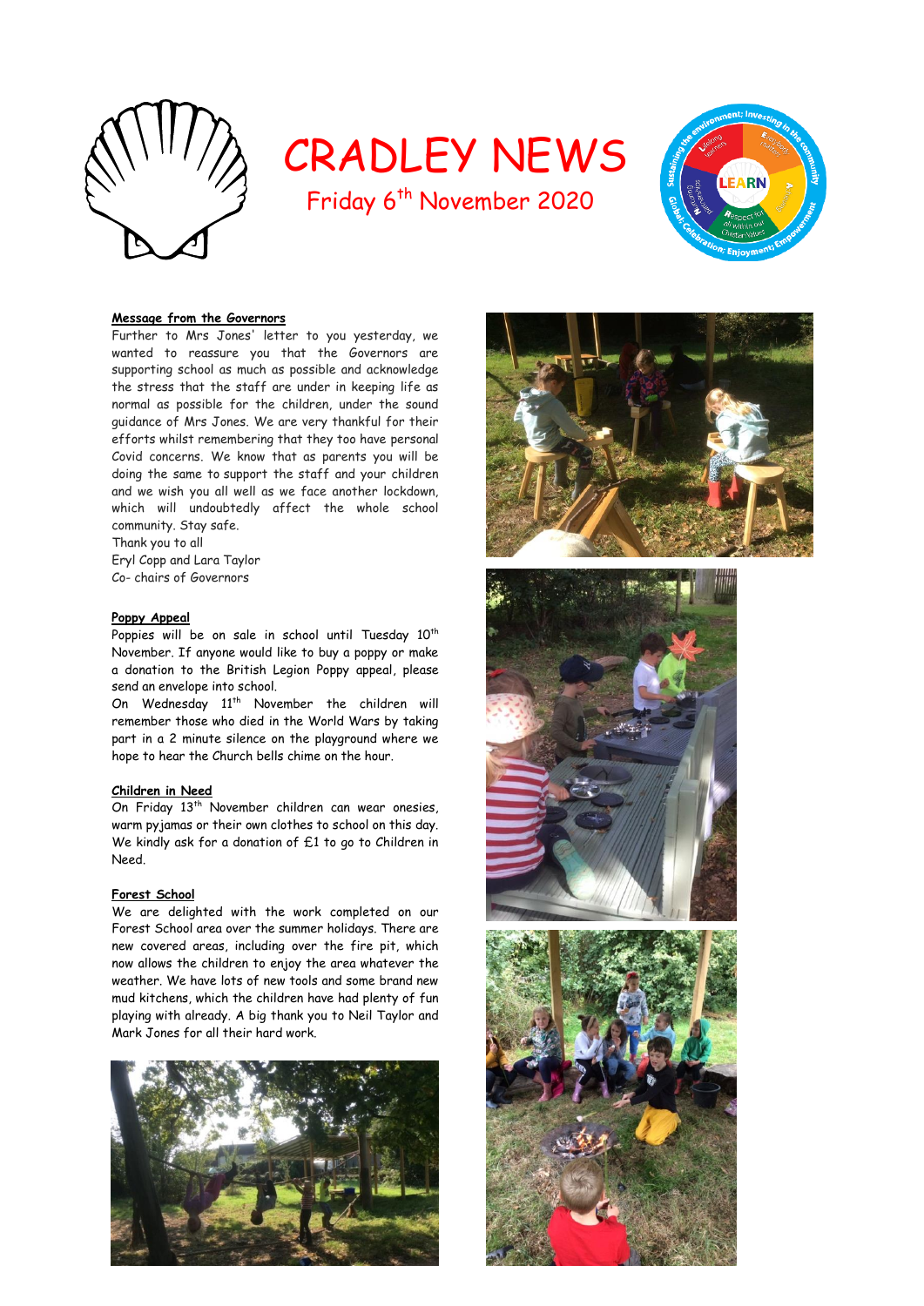# CRADLEY NEWS

Friday 6th November 2020

**Message from the Governors**

Further to Mrs Jones' letter to you yesterday, we wanted to reassure you that the Governors are supporting school as much as possible and acknowledge the stress that the staff are under in keeping life as normal as possible for the children, under the sound guidance of Mrs Jones. We are very thankful for their efforts whilst remembering that they too have personal Covid concerns. We know that as parents you will be doing the same to support the staff and your children and we wish you all well as we face another lockdown, which will undoubtedly affect the whole school community. Stay safe.

Thank you to all

Eryl Copp and Lara Taylor

Co- chairs of Governors

**Poppy Appeal**

Poppies will be on sale in school until Tuesday 10th November. If anyone would like to buy a poppy or make a donation to the British Legion Poppy appeal, please send an envelope into school.

On Wednesday 11th November the children will remember those who died in the World Wars by taking part in a 2 minute silence on the playground where we hope to hear the Church bells chime on the hour.

**Children in Need**

On Friday 13th November children can wear onesies, warm pyjamas or their own clothes to school on this day. We kindly ask for a donation of £1 to go to Children in Need.

**Forest School**

We are delighted with the work completed on our Forest School area over the summer holidays. There are new covered areas, including over the fire pit, which now allows the children to enjoy the area whatever the weather. We have lots of new tools and some brand new mud kitchens, which the children have had plenty of fun playing with already. A big thank you to Neil Taylor and Mark Jones for all their hard work.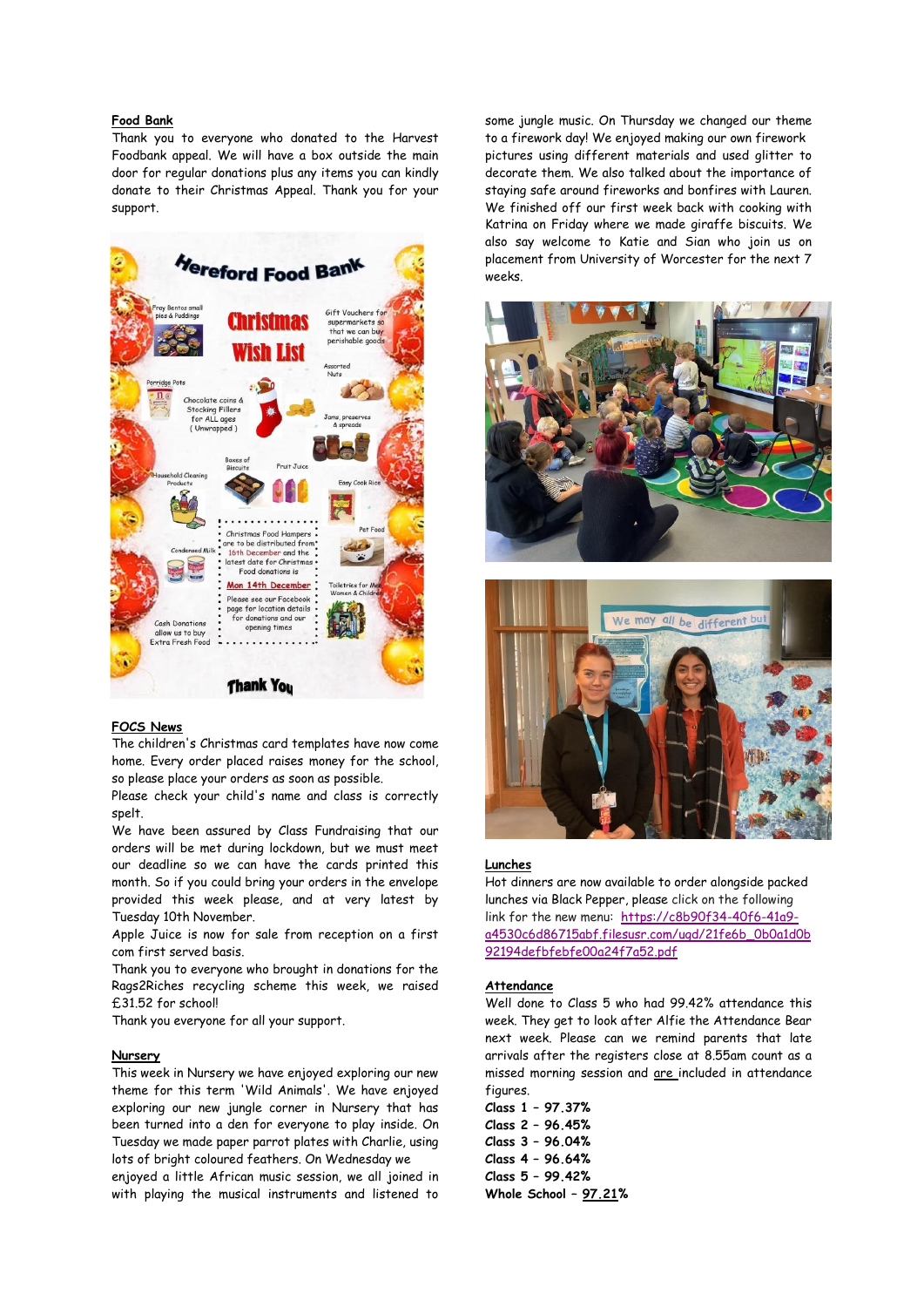**Food Bank**

Thank you to everyone who donated to the Harvest Foodbank appeal. We will have a box outside the main door for regular donations plus any items you can kindly donate to their Christmas Appeal. Thank you for your support.

**FOCS News**

The children's Christmas card templates have now come home. Every order placed raises money for the school, so please place your orders as soon as possible.

Please check your child's name and class is correctly spelt.

We have been assured by Class Fundraising that our orders will be met during lockdown, but we must meet our deadline so we can have the cards printed this month. So if you could bring your orders in the envelope provided this week please, and at very latest by Tuesday 10th November.

Apple Juice is now for sale from reception on a first com first served basis.

Thank you to everyone who brought in donations for the Rags2Riches recycling scheme this week, we raised £31.52 for school!

Thank you everyone for all your support.

**Nursery**

This week in Nursery we have enjoyed exploring our new theme for this term 'Wild Animals'. We have enjoyed exploring our new jungle corner in Nursery that has been turned into a den for everyone to play inside. On Tuesday we made paper parrot plates with Charlie, using lots of bright coloured feathers. On Wednesday we enjoyed a little African music session, we all joined in with playing the musical instruments and listened to some jungle music. On Thursday we changed our theme to a firework day! We enjoyed making our own firework pictures using different materials and used glitter to decorate them. We also talked about the importance of staying safe around fireworks and bonfires with Lauren. We finished off our first week back with cooking with Katrina on Friday where we made giraffe biscuits. We also say welcome to Katie and Sian who join us on placement from University of Worcester for the next 7 weeks.

**Lunches**

Hot dinners are now available to order alongside packed lunches via Black Pepper, please click on the following link for the new menu: https://c8b90f34-40f6-41a9-a4530c6d86715abf.filesusr.com/ugd/21fe6b_0b0a1d0b92194defbfebfe00a24f7a52.pdf

**Attendance**

Well done to Class 5 who had 99.42% attendance this week. They get to look after Alfie the Attendance Bear next week. Please can we remind parents that late arrivals after the registers close at 8.55am count as a missed morning session and are included in attendance figures.

**Class 1 – 97.37%**
**Class 2 – 96.45%**
**Class 3 – 96.04%**
**Class 4 – 96.64%**
**Class 5 – 99.42%**
**Whole School – 97.21%**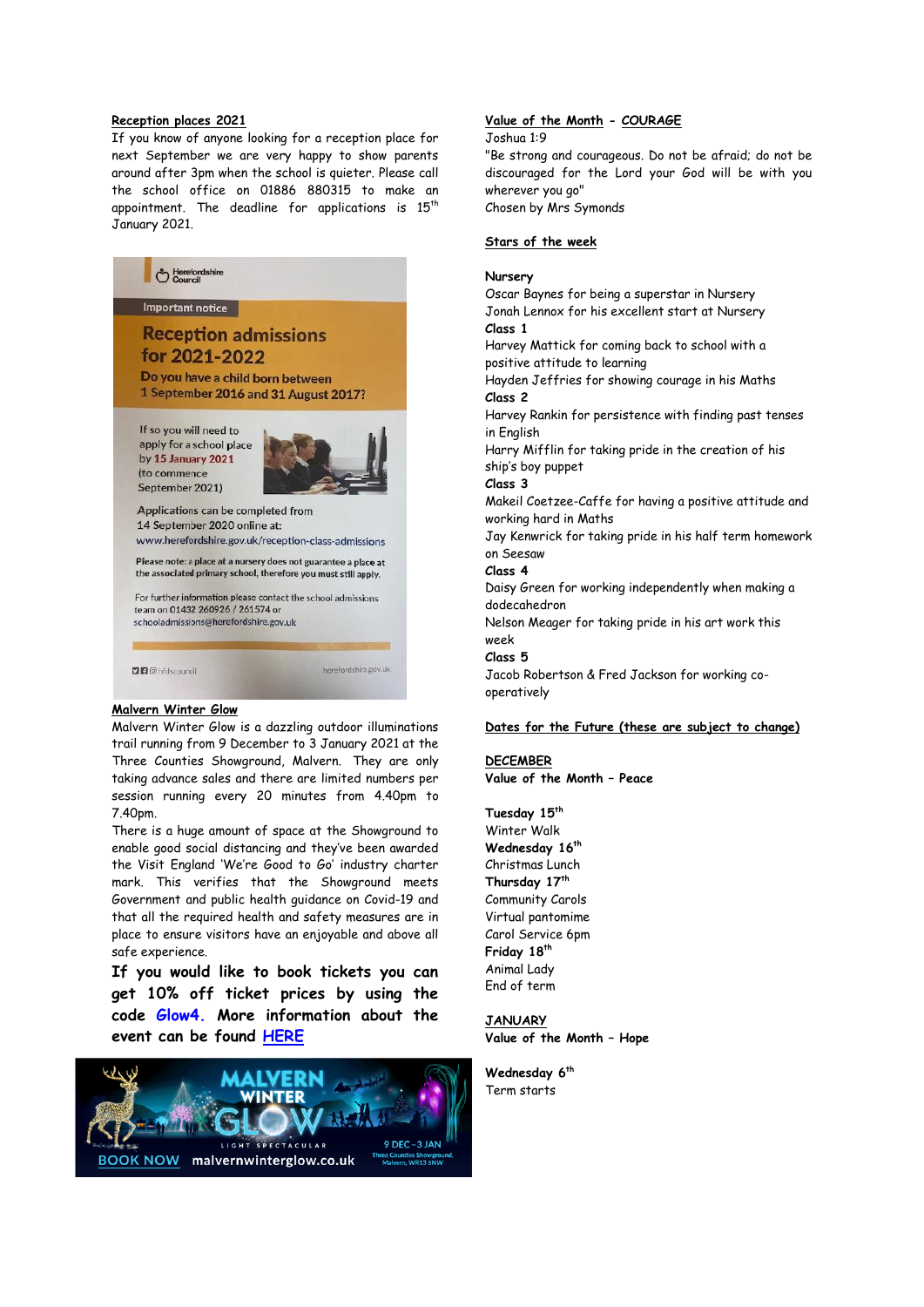**Reception places 2021**

If you know of anyone looking for a reception place for next September we are very happy to show parents around after 3pm when the school is quieter. Please call the school office on 01886 880315 to make an appointment. The deadline for applications is 15th January 2021.

Herefordshire Council

Important notice

**Reception admissions for 2021-2022**

**Do you have a child born between 1 September 2016 and 31 August 2017?**

If so you will need to apply for a school place by **15 January 2021** (to commence September 2021)

Applications can be completed from 14 September 2020 online at: www.herefordshire.gov.uk/reception-class-admissions

Please note: a place at a nursery does not guarantee a place at the associated primary school, therefore you must still apply.

For further information please contact the school admissions team on 01432 260926 / 261574 or schooladmissions@herefordshire.gov.uk

hfdscouncil herefordshire.gov.uk

**Malvern Winter Glow**

Malvern Winter Glow is a dazzling outdoor illuminations trail running from 9 December to 3 January 2021 at the Three Counties Showground, Malvern. They are only taking advance sales and there are limited numbers per session running every 20 minutes from 4.40pm to 7.40pm.

There is a huge amount of space at the Showground to enable good social distancing and they've been awarded the Visit England 'We're Good to Go' industry charter mark. This verifies that the Showground meets Government and public health guidance on Covid-19 and that all the required health and safety measures are in place to ensure visitors have an enjoyable and above all safe experience.

**If you would like to book tickets you can get 10% off ticket prices by using the code Glow4. More information about the event can be found HERE**

MALVERN WINTER GLOW LIGHT SPECTACULAR 9 DEC – 3 JAN Three Counties Showground, Malvern, WR13 6NW BOOK NOW malvernwinterglow.co.uk

**Value of the Month - COURAGE**

Joshua 1:9

"Be strong and courageous. Do not be afraid; do not be discouraged for the Lord your God will be with you wherever you go"

Chosen by Mrs Symonds

**Stars of the week**

**Nursery**

Oscar Baynes for being a superstar in Nursery

Jonah Lennox for his excellent start at Nursery

**Class 1**

Harvey Mattick for coming back to school with a positive attitude to learning

Hayden Jeffries for showing courage in his Maths

**Class 2**

Harvey Rankin for persistence with finding past tenses in English

Harry Mifflin for taking pride in the creation of his ship's boy puppet

**Class 3**

Makeil Coetzee-Caffe for having a positive attitude and working hard in Maths

Jay Kenwrick for taking pride in his half term homework on Seesaw

**Class 4**

Daisy Green for working independently when making a dodecahedron

Nelson Meager for taking pride in his art work this week

**Class 5**

Jacob Robertson & Fred Jackson for working co-operatively

**Dates for the Future (these are subject to change)**

**DECEMBER**

**Value of the Month – Peace**

**Tuesday 15th**

Winter Walk

**Wednesday 16th**

Christmas Lunch

**Thursday 17th**

Community Carols

Virtual pantomime

Carol Service 6pm

**Friday 18th**

Animal Lady

End of term

**JANUARY**

**Value of the Month – Hope**

**Wednesday 6th**

Term starts